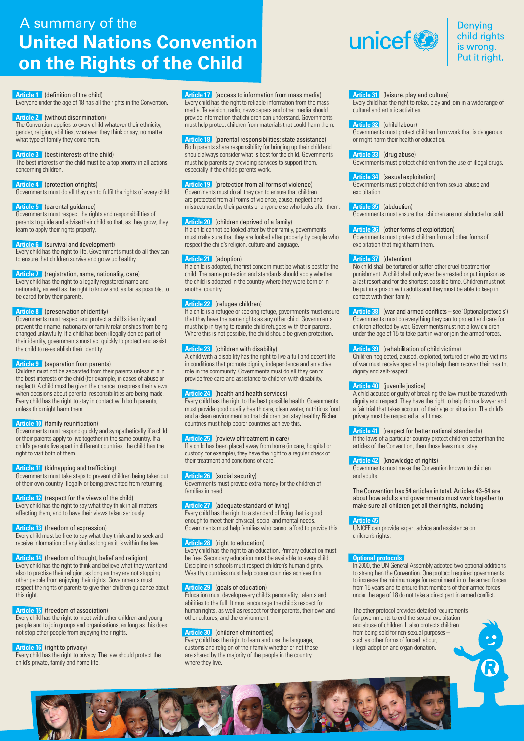# A summary of the **United Nations Convention on the Rights of the Child**

unicef

Denying child rights is wrong. Put it right.

**Article 1** (definition of the child)
Everyone under the age of 18 has all the rights in the Convention.

**Article 2** (without discrimination)
The Convention applies to every child whatever their ethnicity, gender, religion, abilities, whatever they think or say, no matter what type of family they come from.

**Article 3** (best interests of the child)
The best interests of the child must be a top priority in all actions concerning children.

**Article 4** (protection of rights)
Governments must do all they can to fulfil the rights of every child.

**Article 5** (parental guidance)
Governments must respect the rights and responsibilities of parents to guide and advise their child so that, as they grow, they learn to apply their rights properly.

**Article 6** (survival and development)
Every child has the right to life. Governments must do all they can to ensure that children survive and grow up healthy.

**Article 7** (registration, name, nationality, care)
Every child has the right to a legally registered name and nationality, as well as the right to know and, as far as possible, to be cared for by their parents.

**Article 8** (preservation of identity)
Governments must respect and protect a child's identity and prevent their name, nationality or family relationships from being changed unlawfully. If a child has been illegally denied part of their identity, governments must act quickly to protect and assist the child to re-establish their identity.

**Article 9** (separation from parents)
Children must not be separated from their parents unless it is in the best interests of the child (for example, in cases of abuse or neglect). A child must be given the chance to express their views when decisions about parental responsibilities are being made. Every child has the right to stay in contact with both parents, unless this might harm them.

**Article 10** (family reunification)
Governments must respond quickly and sympathetically if a child or their parents apply to live together in the same country. If a child's parents live apart in different countries, the child has the right to visit both of them.

**Article 11** (kidnapping and trafficking)
Governments must take steps to prevent children being taken out of their own country illegally or being prevented from returning.

**Article 12** (respect for the views of the child)
Every child has the right to say what they think in all matters affecting them, and to have their views taken seriously.

**Article 13** (freedom of expression)
Every child must be free to say what they think and to seek and receive information of any kind as long as it is within the law.

**Article 14** (freedom of thought, belief and religion)
Every child has the right to think and believe what they want and also to practise their religion, as long as they are not stopping other people from enjoying their rights. Governments must respect the rights of parents to give their children guidance about this right.

**Article 15** (freedom of association)
Every child has the right to meet with other children and young people and to join groups and organisations, as long as this does not stop other people from enjoying their rights.

**Article 16** (right to privacy)
Every child has the right to privacy. The law should protect the child's private, family and home life.

**Article 17** (access to information from mass media)
Every child has the right to reliable information from the mass media. Television, radio, newspapers and other media should provide information that children can understand. Governments must help protect children from materials that could harm them.

**Article 18** (parental responsibilities; state assistance)
Both parents share responsibility for bringing up their child and should always consider what is best for the child. Governments must help parents by providing services to support them, especially if the child's parents work.

**Article 19** (protection from all forms of violence)
Governments must do all they can to ensure that children are protected from all forms of violence, abuse, neglect and mistreatment by their parents or anyone else who looks after them.

**Article 20** (children deprived of a family)
If a child cannot be looked after by their family, governments must make sure that they are looked after properly by people who respect the child's religion, culture and language.

**Article 21** (adoption)
If a child is adopted, the first concern must be what is best for the child. The same protection and standards should apply whether the child is adopted in the country where they were born or in another country.

**Article 22** (refugee children)
If a child is a refugee or seeking refuge, governments must ensure that they have the same rights as any other child. Governments must help in trying to reunite child refugees with their parents. Where this is not possible, the child should be given protection.

**Article 23** (children with disability)
A child with a disability has the right to live a full and decent life in conditions that promote dignity, independence and an active role in the community. Governments must do all they can to provide free care and assistance to children with disability.

**Article 24** (health and health services)
Every child has the right to the best possible health. Governments must provide good quality health care, clean water, nutritious food and a clean environment so that children can stay healthy. Richer countries must help poorer countries achieve this.

**Article 25** (review of treatment in care)
If a child has been placed away from home (in care, hospital or custody, for example), they have the right to a regular check of their treatment and conditions of care.

**Article 26** (social security)
Governments must provide extra money for the children of families in need.

**Article 27** (adequate standard of living)
Every child has the right to a standard of living that is good enough to meet their physical, social and mental needs. Governments must help families who cannot afford to provide this.

**Article 28** (right to education)
Every child has the right to an education. Primary education must be free. Secondary education must be available to every child. Discipline in schools must respect children's human dignity. Wealthy countries must help poorer countries achieve this.

**Article 29** (goals of education)
Education must develop every child's personality, talents and abilities to the full. It must encourage the child's respect for human rights, as well as respect for their parents, their own and other cultures, and the environment.

**Article 30** (children of minorities)
Every child has the right to learn and use the language, customs and religion of their family whether or not these are shared by the majority of the people in the country where they live.

**Article 31** (leisure, play and culture)
Every child has the right to relax, play and join in a wide range of cultural and artistic activities.

**Article 32** (child labour)
Governments must protect children from work that is dangerous or might harm their health or education.

**Article 33** (drug abuse)
Governments must protect children from the use of illegal drugs.

**Article 34** (sexual exploitation)
Governments must protect children from sexual abuse and exploitation.

**Article 35** (abduction)
Governments must ensure that children are not abducted or sold.

**Article 36** (other forms of exploitation)
Governments must protect children from all other forms of exploitation that might harm them.

**Article 37** (detention)
No child shall be tortured or suffer other cruel treatment or punishment. A child shall only ever be arrested or put in prison as a last resort and for the shortest possible time. Children must not be put in a prison with adults and they must be able to keep in contact with their family.

**Article 38** (war and armed conflicts – see 'Optional protocols')
Governments must do everything they can to protect and care for children affected by war. Governments must not allow children under the age of 15 to take part in war or join the armed forces.

**Article 39** (rehabilitation of child victims)
Children neglected, abused, exploited, tortured or who are victims of war must receive special help to help them recover their health, dignity and self-respect.

**Article 40** (juvenile justice)
A child accused or guilty of breaking the law must be treated with dignity and respect. They have the right to help from a lawyer and a fair trial that takes account of their age or situation. The child's privacy must be respected at all times.

**Article 41** (respect for better national standards)
If the laws of a particular country protect children better than the articles of the Convention, then those laws must stay.

**Article 42** (knowledge of rights)
Governments must make the Convention known to children and adults.

**The Convention has 54 articles in total. Articles 43–54 are about how adults and governments must work together to make sure all children get all their rights, including:**

**Article 45**
UNICEF can provide expert advice and assistance on children's rights.

**Optional protocols**
In 2000, the UN General Assembly adopted two optional additions to strengthen the Convention. One protocol required governments to increase the minimum age for recruitment into the armed forces from 15 years and to ensure that members of their armed forces under the age of 18 do not take a direct part in armed conflict.

The other protocol provides detailed requirements for governments to end the sexual exploitation and abuse of children. It also protects children from being sold for non-sexual purposes – such as other forms of forced labour, illegal adoption and organ donation.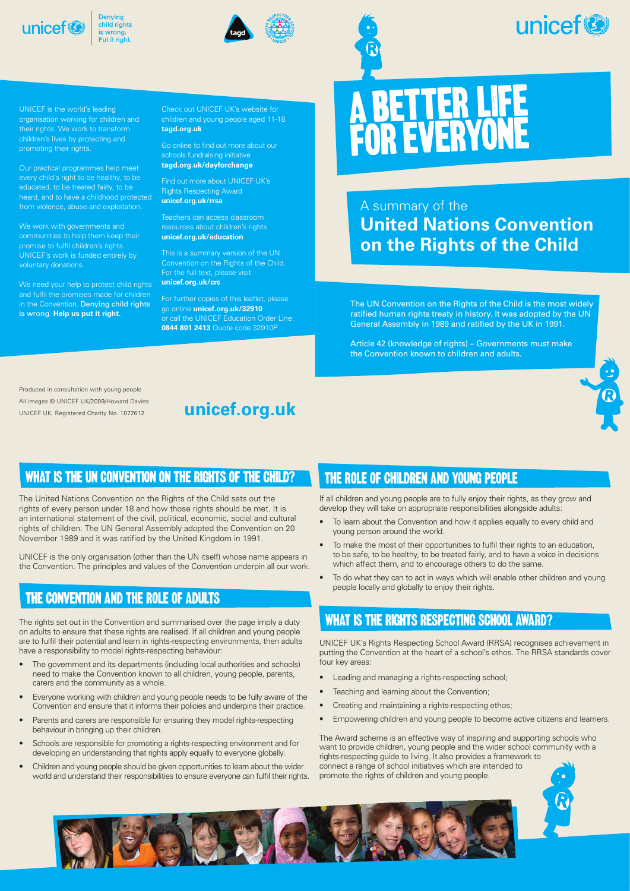unicef
Denying child rights is wrong. Put it right.

tagd

UNICEF is the world's leading organisation working for children and their rights. We work to transform children's lives by protecting and promoting their rights.

Our practical programmes help meet every child's right to be healthy, to be educated, to be treated fairly, to be heard, and to have a childhood protected from violence, abuse and exploitation.

We work with governments and communities to help them keep their promise to fulfil children's rights. UNICEF's work is funded entirely by voluntary donations.

We need your help to protect child rights and fulfil the promises made for children in the Convention. Denying child rights is wrong. **Help us put it right.**

Check out UNICEF UK's website for children and young people aged 11-18 **tagd.org.uk**

Go online to find out more about our schools fundraising initiative **tagd.org.uk/dayforchange**

Find out more about UNICEF UK's Rights Respecting Award **unicef.org.uk/rrsa**

Teachers can access classroom resources about children's rights **unicef.org.uk/education**

This is a summary version of the UN Convention on the Rights of the Child. For the full text, please visit **unicef.org.uk/crc**

For further copies of this leaflet, please go online **unicef.org.uk/32910** or call the UNICEF Education Order Line: **0844 801 2413** Quote code 32910P

Produced in consultation with young people
All images © UNICEF UK/2009/Howard Davies
UNICEF UK, Registered Charity No. 1072612

**unicef.org.uk**

unicef

# A BETTER LIFE FOR EVERYONE

## A summary of the **United Nations Convention on the Rights of the Child**

The UN Convention on the Rights of the Child is the most widely ratified human rights treaty in history. It was adopted by the UN General Assembly in 1989 and ratified by the UK in 1991.

Article 42 (knowledge of rights) – Governments must make the Convention known to children and adults.

## WHAT IS THE UN CONVENTION ON THE RIGHTS OF THE CHILD?

The United Nations Convention on the Rights of the Child sets out the rights of every person under 18 and how those rights should be met. It is an international statement of the civil, political, economic, social and cultural rights of children. The UN General Assembly adopted the Convention on 20 November 1989 and it was ratified by the United Kingdom in 1991.

UNICEF is the only organisation (other than the UN itself) whose name appears in the Convention. The principles and values of the Convention underpin all our work.

## THE CONVENTION AND THE ROLE OF ADULTS

The rights set out in the Convention and summarised over the page imply a duty on adults to ensure that these rights are realised. If all children and young people are to fulfil their potential and learn in rights-respecting environments, then adults have a responsibility to model rights-respecting behaviour:

- The government and its departments (including local authorities and schools) need to make the Convention known to all children, young people, parents, carers and the community as a whole.
- Everyone working with children and young people needs to be fully aware of the Convention and ensure that it informs their policies and underpins their practice.
- Parents and carers are responsible for ensuring they model rights-respecting behaviour in bringing up their children.
- Schools are responsible for promoting a rights-respecting environment and for developing an understanding that rights apply equally to everyone globally.
- Children and young people should be given opportunities to learn about the wider world and understand their responsibilities to ensure everyone can fulfil their rights.

## THE ROLE OF CHILDREN AND YOUNG PEOPLE

If all children and young people are to fully enjoy their rights, as they grow and develop they will take on appropriate responsibilities alongside adults:

- To learn about the Convention and how it applies equally to every child and young person around the world.
- To make the most of their opportunities to fulfil their rights to an education, to be safe, to be healthy, to be treated fairly, and to have a voice in decisions which affect them, and to encourage others to do the same.
- To do what they can to act in ways which will enable other children and young people locally and globally to enjoy their rights.

## WHAT IS THE RIGHTS RESPECTING SCHOOL AWARD?

UNICEF UK's Rights Respecting School Award (RRSA) recognises achievement in putting the Convention at the heart of a school's ethos. The RRSA standards cover four key areas:

- Leading and managing a rights-respecting school;
- Teaching and learning about the Convention;
- Creating and maintaining a rights-respecting ethos;
- Empowering children and young people to become active citizens and learners.

The Award scheme is an effective way of inspiring and supporting schools who want to provide children, young people and the wider school community with a rights-respecting guide to living. It also provides a framework to connect a range of school initiatives which are intended to promote the rights of children and young people.